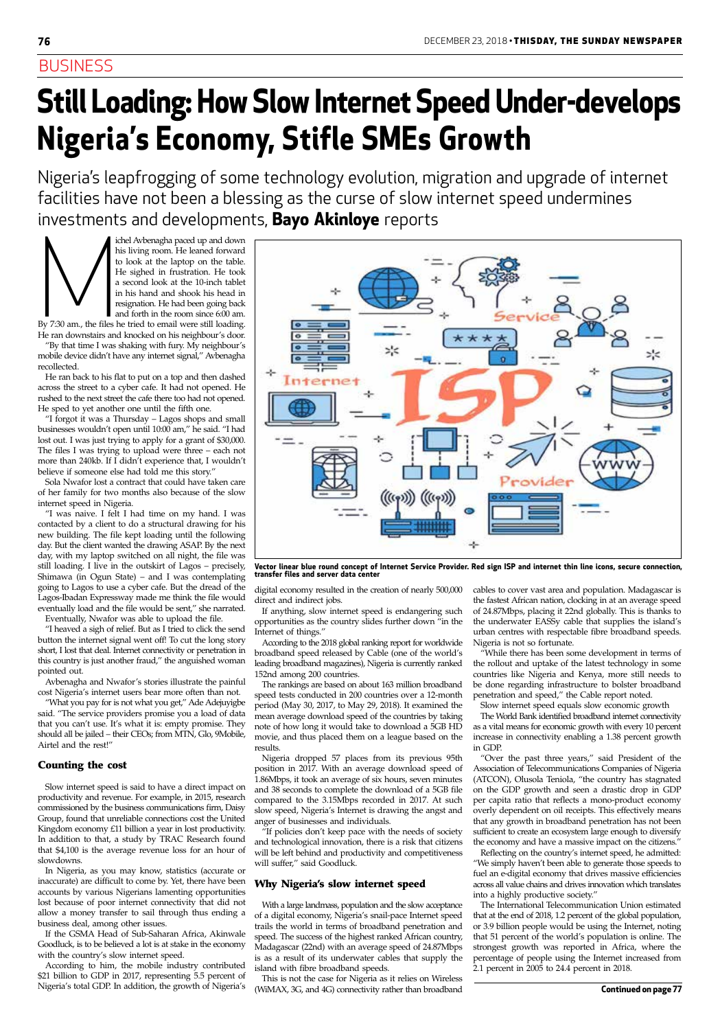BUSINESS

# Still Loading: How Slow Internet Speed Under-develops Nigeria's Economy, Stifle SMEs Growth

Nigeria's leapfrogging of some technology evolution, migration and upgrade of internet facilities have not been a blessing as the curse of slow internet speed undermines investments and developments, **Bayo Akinloye** reports

Michel Avbenagha paced up and down his living room. He leaned forward to look at the laptop on the table. He sighed in frustration. He took a second look at the 10-inch tablet in his hand and shook his head in resignation. He had been going back and forth in the room since 6:00 am. By 7:30 am., the files he tried to email were still loading. He ran downstairs and knocked on his neighbour's door.

"By that time I was shaking with fury. My neighbour's mobile device didn't have any internet signal," Avbenagha recollected.

He ran back to his flat to put on a top and then dashed across the street to a cyber cafe. It had not opened. He rushed to the next street the cafe there too had not opened. He sped to yet another one until the fifth one.

"I forgot it was a Thursday – Lagos shops and small businesses wouldn't open until 10:00 am," he said. "I had lost out. I was just trying to apply for a grant of $30,000. The files I was trying to upload were three – each not more than 240kb. If I didn't experience that, I wouldn't believe if someone else had told me this story."

Sola Nwafor lost a contract that could have taken care of her family for two months also because of the slow internet speed in Nigeria.

"I was naive. I felt I had time on my hand. I was contacted by a client to do a structural drawing for his new building. The file kept loading until the following day. But the client wanted the drawing ASAP. By the next day, with my laptop switched on all night, the file was still loading. I live in the outskirt of Lagos – precisely, Shimawa (in Ogun State) – and I was contemplating going to Lagos to use a cyber cafe. But the dread of the Lagos-Ibadan Expressway made me think the file would eventually load and the file would be sent," she narrated.

Eventually, Nwafor was able to upload the file.

"I heaved a sigh of relief. But as I tried to click the send button the internet signal went off! To cut the long story short, I lost that deal. Internet connectivity or penetration in this country is just another fraud," the anguished woman pointed out.

Avbenagha and Nwafor's stories illustrate the painful cost Nigeria's internet users bear more often than not.

"What you pay for is not what you get," Ade Adejuyigbe said. "The service providers promise you a load of data that you can't use. It's what it is: empty promise. They should all be jailed – their CEOs; from MTN, Glo, 9Mobile, Airtel and the rest!"

### Counting the cost

Slow internet speed is said to have a direct impact on productivity and revenue. For example, in 2015, research commissioned by the business communications firm, Daisy Group, found that unreliable connections cost the United Kingdom economy £11 billion a year in lost productivity. In addition to that, a study by TRAC Research found that $4,100 is the average revenue loss for an hour of slowdowns.

In Nigeria, as you may know, statistics (accurate or inaccurate) are difficult to come by. Yet, there have been accounts by various Nigerians lamenting opportunities lost because of poor internet connectivity that did not allow a money transfer to sail through thus ending a business deal, among other issues.

If the GSMA Head of Sub-Saharan Africa, Akinwale Goodluck, is to be believed a lot is at stake in the economy with the country's slow internet speed.

According to him, the mobile industry contributed $21 billion to GDP in 2017, representing 5.5 percent of Nigeria's total GDP. In addition, the growth of Nigeria's digital economy resulted in the creation of nearly 500,000 direct and indirect jobs.

If anything, slow internet speed is endangering such opportunities as the country slides further down "in the Internet of things."

Vector linear blue round concept of Internet Service Provider. Red sign ISP and internet thin line icons, secure connection, transfer files and server data center

According to the 2018 global ranking report for worldwide broadband speed released by Cable (one of the world's leading broadband magazines), Nigeria is currently ranked 152nd among 200 countries.

The rankings are based on about 163 million broadband speed tests conducted in 200 countries over a 12-month period (May 30, 2017, to May 29, 2018). It examined the mean average download speed of the countries by taking note of how long it would take to download a 5GB HD movie, and thus placed them on a league based on the results.

Nigeria dropped 57 places from its previous 95th position in 2017. With an average download speed of 1.86Mbps, it took an average of six hours, seven minutes and 38 seconds to complete the download of a 5GB file compared to the 3.15Mbps recorded in 2017. At such slow speed, Nigeria's Internet is drawing the angst and anger of businesses and individuals.

"If policies don't keep pace with the needs of society and technological innovation, there is a risk that citizens will be left behind and productivity and competitiveness will suffer," said Goodluck.

### Why Nigeria's slow internet speed

With a large landmass, population and the slow acceptance of a digital economy, Nigeria's snail-pace Internet speed trails the world in terms of broadband penetration and speed. The success of the highest ranked African country, Madagascar (22nd) with an average speed of 24.87Mbps is as a result of its underwater cables that supply the island with fibre broadband speeds.

This is not the case for Nigeria as it relies on Wireless (WiMAX, 3G, and 4G) connectivity rather than broadband cables to cover vast area and population. Madagascar is the fastest African nation, clocking in at an average speed of 24.87Mbps, placing it 22nd globally. This is thanks to the underwater EASSy cable that supplies the island's urban centres with respectable fibre broadband speeds. Nigeria is not so fortunate.

"While there has been some development in terms of the rollout and uptake of the latest technology in some countries like Nigeria and Kenya, more still needs to be done regarding infrastructure to bolster broadband penetration and speed," the Cable report noted.

Slow internet speed equals slow economic growth

The World Bank identified broadband internet connectivity as a vital means for economic growth with every 10 percent increase in connectivity enabling a 1.38 percent growth in GDP.

"Over the past three years," said President of the Association of Telecommunications Companies of Nigeria (ATCON), Olusola Teniola, "the country has stagnated on the GDP growth and seen a drastic drop in GDP per capita ratio that reflects a mono-product economy overly dependent on oil receipts. This effectively means that any growth in broadband penetration has not been sufficient to create an ecosystem large enough to diversify the economy and have a massive impact on the citizens."

Reflecting on the country's internet speed, he admitted: "We simply haven't been able to generate those speeds to fuel an e-digital economy that drives massive efficiencies across all value chains and drives innovation which translates into a highly productive society."

The International Telecommunication Union estimated that at the end of 2018, 1.2 percent of the global population, or 3.9 billion people would be using the Internet, noting that 51 percent of the world's population is online. The strongest growth was reported in Africa, where the percentage of people using the Internet increased from 2.1 percent in 2005 to 24.4 percent in 2018.

**Continued on page 77**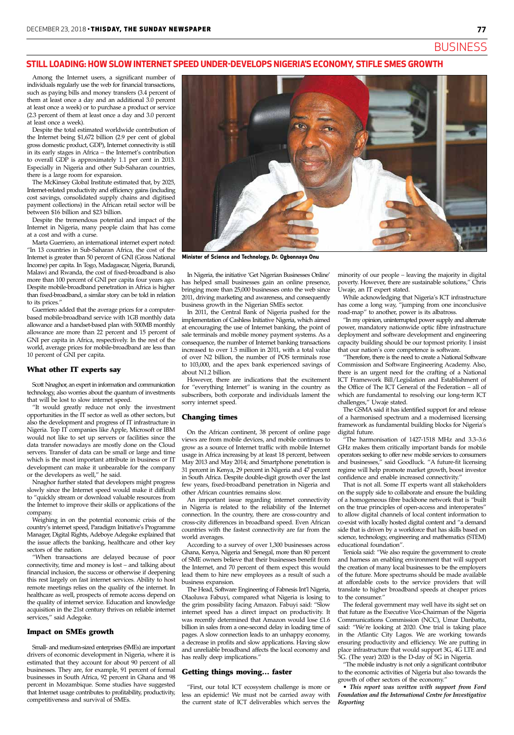## BUSINESS

# STILL LOADING: HOW SLOW INTERNET SPEED UNDER-DEVELOPS NIGERIA'S ECONOMY, STIFLE SMES GROWTH

Among the Internet users, a significant number of individuals regularly use the web for financial transactions, such as paying bills and money transfers (3.4 percent of them at least once a day and an additional 3.0 percent at least once a week) or to purchase a product or service (2.3 percent of them at least once a day and 3.0 percent at least once a week).

Despite the total estimated worldwide contribution of the Internet being $1,672 billion (2.9 per cent of global gross domestic product, GDP), Internet connectivity is still in its early stages in Africa – the Internet's contribution to overall GDP is approximately 1.1 per cent in 2013. Especially in Nigeria and other Sub-Saharan countries, there is a large room for expansion.

The McKinsey Global Institute estimated that, by 2025, Internet-related productivity and efficiency gains (including cost savings, consolidated supply chains and digitised payment collections) in the African retail sector will be between $16 billion and $23 billion.

Despite the tremendous potential and impact of the Internet in Nigeria, many people claim that has come at a cost and with a curse.

Marta Guerriero, an international internet expert noted: "In 13 countries in Sub-Saharan Africa, the cost of the Internet is greater than 50 percent of GNI (Gross National Income) per capita. In Togo, Madagascar, Nigeria, Burundi, Malawi and Rwanda, the cost of fixed-broadband is also more than 100 percent of GNI per capita four years ago. Despite mobile-broadband penetration in Africa is higher than fixed-broadband, a similar story can be told in relation to its prices."

Guerriero added that the average prices for a computer-based mobile-broadband service with 1GB monthly data allowance and a handset-based plan with 500MB monthly allowance are more than 22 percent and 15 percent of GNI per capita in Africa, respectively. In the rest of the world, average prices for mobile-broadband are less than 10 percent of GNI per capita.

### What other IT experts say

Scott Nnaghor, an expert in information and communication technology, also worries about the quantum of investments that will be lost to slow internet speed.

"It would greatly reduce not only the investment opportunities in the IT sector as well as other sectors, but also the development and progress of IT infrastructure in Nigeria. Top IT companies like Apple, Microsoft or IBM would not like to set up servers or facilities since the data transfer nowadays are mostly done on the Cloud servers. Transfer of data can be small or large and time which is the most important attribute in business or IT development can make it unbearable for the company or the developers as well," he said.

Nnaghor further stated that developers might progress slowly since the Internet speed would make it difficult to "quickly stream or download valuable resources from the Internet to improve their skills or applications of the company.

Weighing in on the potential economic crisis of the country's internet speed, Paradigm Initiative's Programme Manager, Digital Rights, Adeboye Adegoke explained that the issue affects the banking, healthcare and other key sectors of the nation.

"When transactions are delayed because of poor connectivity, time and money is lost – and talking about financial inclusion, the success or otherwise if deepening this rest largely on fast internet services. Ability to host remote meetings relies on the quality of the internet. In healthcare as well, prospects of remote access depend on the quality of internet service. Education and knowledge acquisition in the 21st century thrives on reliable internet services," said Adegoke.

### Impact on SMEs growth

Small- and medium-sized enterprises (SMEs) are important drivers of economic development in Nigeria, where it is estimated that they account for about 90 percent of all businesses. They are, for example, 91 percent of formal businesses in South Africa, 92 percent in Ghana and 98 percent in Mozambique. Some studies have suggested that Internet usage contributes to profitability, productivity, competitiveness and survival of SMEs.

Minister of Science and Technology, Dr. Ogbonnaya Onu

In Nigeria, the initiative 'Get Nigerian Businesses Online' has helped small businesses gain an online presence, bringing more than 25,000 businesses onto the web since 2011, driving marketing and awareness, and consequently business growth in the Nigerian SMEs sector.

In 2011, the Central Bank of Nigeria pushed for the implementation of Cashless Initiative Nigeria, which aimed at encouraging the use of Internet banking, the point of sale terminals and mobile money payment systems. As a consequence, the number of Internet banking transactions increased to over 1.5 million in 2011, with a total value of over N2 billion, the number of POS terminals rose to 103,000, and the apex bank experienced savings of about N1.2 billion.

However, there are indications that the excitement for "everything Internet" is waning in the country as subscribers, both corporate and individuals lament the sorry internet speed.

### Changing times

On the African continent, 38 percent of online page views are from mobile devices, and mobile continues to grow as a source of Internet traffic with mobile Internet usage in Africa increasing by at least 18 percent, between May 2013 and May 2014; and Smartphone penetration is 31 percent in Kenya, 29 percent in Nigeria and 47 percent in South Africa. Despite double-digit growth over the last few years, fixed-broadband penetration in Nigeria and other African countries remains slow.

An important issue regarding internet connectivity in Nigeria is related to the reliability of the Internet connection. In the country, there are cross-country and cross-city differences in broadband speed. Even African countries with the fastest connectivity are far from the world averages.

According to a survey of over 1,300 businesses across Ghana, Kenya, Nigeria and Senegal, more than 80 percent of SME owners believe that their businesses benefit from the Internet, and 70 percent of them expect this would lead them to hire new employees as a result of such a business expansion.

The Head, Software Engineering of Fabnesis Int'l Nigeria, Olaoluwa Fabuyi, compared what Nigeria is losing to the grim possibility facing Amazon. Fabuyi said: "Slow internet speed has a direct impact on productivity. It was recently determined that Amazon would lose £1.6 billion in sales from a one-second delay in loading time of pages. A slow connection leads to an unhappy economy, a decrease in profits and slow applications. Having slow and unreliable broadband affects the local economy and has really deep implications."

### Getting things moving… faster

"First, our total ICT ecosystem challenge is more or less an epidemic! We must not be carried away with the current state of ICT deliverables which serves the minority of our people – leaving the majority in digital poverty. However, there are sustainable solutions," Chris Uwaje, an IT expert stated.

While acknowledging that Nigeria's ICT infrastructure has come a long way, "jumping from one inconclusive road-map" to another, power is its albatross.

"In my opinion, uninterrupted power supply and alternate power, mandatory nationwide optic fibre infrastructure deployment and software development and engineering capacity building should be our topmost priority. I insist that our nation's core competence is software.

"Therefore, there is the need to create a National Software Commission and Software Engineering Academy. Also, there is an urgent need for the crafting of a National ICT Framework Bill/Legislation and Establishment of the Office of The ICT General of the Federation – all of which are fundamental to resolving our long-term ICT challenges," Uwaje stated.

The GSMA said it has identified support for and release of a harmonised spectrum and a modernised licensing framework as fundamental building blocks for Nigeria's digital future.

"The harmonisation of 1427-1518 MHz and 3.3–3.6 GHz makes them critically important bands for mobile operators seeking to offer new mobile services to consumers and businesses," said Goodluck. "A future-fit licensing regime will help promote market growth, boost investor confidence and enable increased connectivity."

That is not all. Some IT experts want all stakeholders on the supply side to collaborate and ensure the building of a homogeneous fibre backbone network that is "built on the true principles of open-access and interoperates" to allow digital channels of local content information to co-exist with locally hosted digital content and "a demand side that is driven by a workforce that has skills based on science, technology, engineering and mathematics (STEM) educational foundation".

Teniola said: "We also require the government to create and harness an enabling environment that will support the creation of many local businesses to be the employers of the future. More spectrums should be made available at affordable costs to the service providers that will translate to higher broadband speeds at cheaper prices to the consumer."

The federal government may well have its sight set on that future as the Executive Vice-Chairman of the Nigeria Communications Commission (NCC), Umar Danbatta, said: "We're looking at 2020. One trial is taking place in the Atlantic City Lagos. We are working towards ensuring productivity and efficiency. We are putting in place infrastructure that would support 3G, 4G LTE and 5G. (The year) 2020 is the D-day of 5G in Nigeria.

"The mobile industry is not only a significant contributor to the economic activities of Nigeria but also towards the growth of other sectors of the economy."

***• This report was written with support from Ford Foundation and the International Centre for Investigative Reporting***